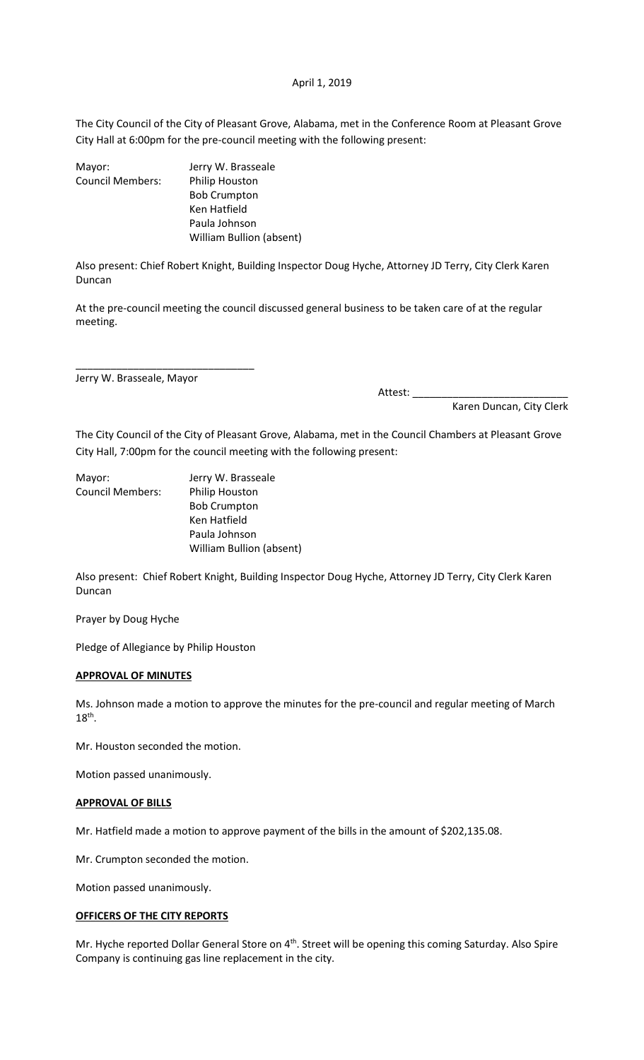April 1, 2019

The City Council of the City of Pleasant Grove, Alabama, met in the Conference Room at Pleasant Grove City Hall at 6:00pm for the pre-council meeting with the following present:

| | |
|---|---|
| Mayor: | Jerry W. Brasseale |
| Council Members: | Philip Houston |
| | Bob Crumpton |
| | Ken Hatfield |
| | Paula Johnson |
| | William Bullion (absent) |

Also present: Chief Robert Knight, Building Inspector Doug Hyche, Attorney JD Terry, City Clerk Karen Duncan

At the pre-council meeting the council discussed general business to be taken care of at the regular meeting.

_______________________________
Jerry W. Brasseale, Mayor

Attest: ___________________________
Karen Duncan, City Clerk

The City Council of the City of Pleasant Grove, Alabama, met in the Council Chambers at Pleasant Grove City Hall, 7:00pm for the council meeting with the following present:

| | |
|---|---|
| Mayor: | Jerry W. Brasseale |
| Council Members: | Philip Houston |
| | Bob Crumpton |
| | Ken Hatfield |
| | Paula Johnson |
| | William Bullion (absent) |

Also present: Chief Robert Knight, Building Inspector Doug Hyche, Attorney JD Terry, City Clerk Karen Duncan

Prayer by Doug Hyche

Pledge of Allegiance by Philip Houston

**APPROVAL OF MINUTES**

Ms. Johnson made a motion to approve the minutes for the pre-council and regular meeting of March 18th.

Mr. Houston seconded the motion.

Motion passed unanimously.

**APPROVAL OF BILLS**

Mr. Hatfield made a motion to approve payment of the bills in the amount of $202,135.08.

Mr. Crumpton seconded the motion.

Motion passed unanimously.

**OFFICERS OF THE CITY REPORTS**

Mr. Hyche reported Dollar General Store on 4th. Street will be opening this coming Saturday. Also Spire Company is continuing gas line replacement in the city.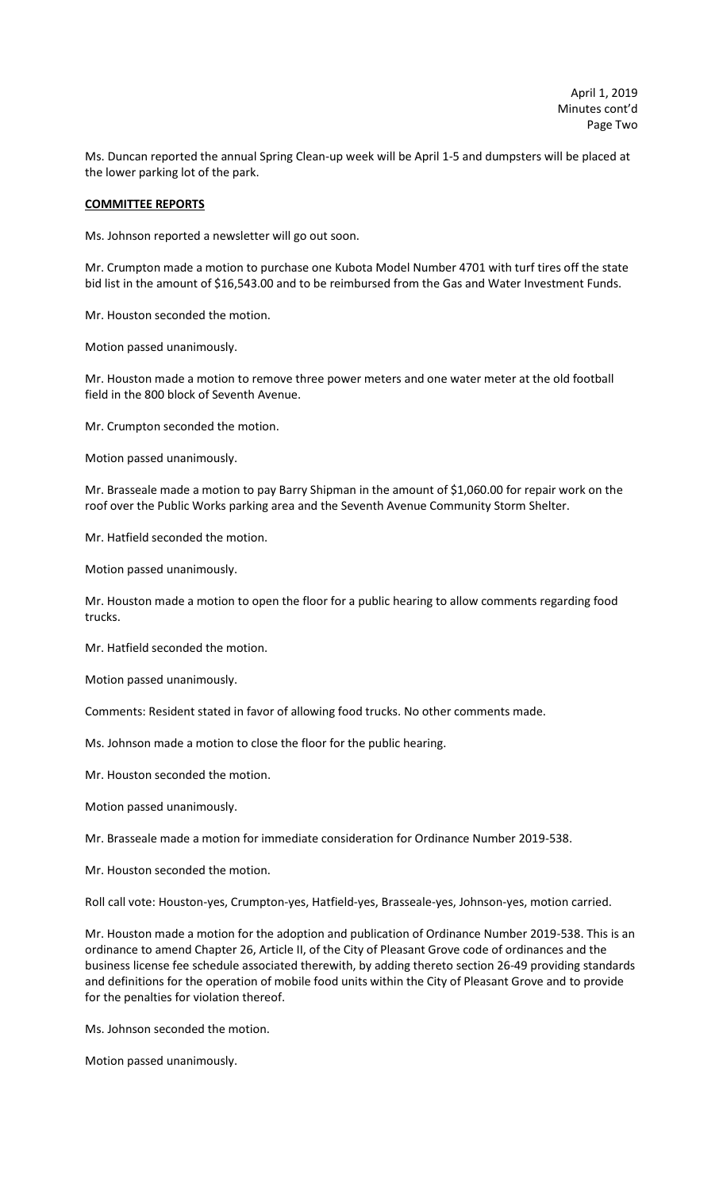Ms. Duncan reported the annual Spring Clean-up week will be April 1-5 and dumpsters will be placed at the lower parking lot of the park.

**COMMITTEE REPORTS**

Ms. Johnson reported a newsletter will go out soon.

Mr. Crumpton made a motion to purchase one Kubota Model Number 4701 with turf tires off the state bid list in the amount of $16,543.00 and to be reimbursed from the Gas and Water Investment Funds.

Mr. Houston seconded the motion.

Motion passed unanimously.

Mr. Houston made a motion to remove three power meters and one water meter at the old football field in the 800 block of Seventh Avenue.

Mr. Crumpton seconded the motion.

Motion passed unanimously.

Mr. Brasseale made a motion to pay Barry Shipman in the amount of $1,060.00 for repair work on the roof over the Public Works parking area and the Seventh Avenue Community Storm Shelter.

Mr. Hatfield seconded the motion.

Motion passed unanimously.

Mr. Houston made a motion to open the floor for a public hearing to allow comments regarding food trucks.

Mr. Hatfield seconded the motion.

Motion passed unanimously.

Comments: Resident stated in favor of allowing food trucks. No other comments made.

Ms. Johnson made a motion to close the floor for the public hearing.

Mr. Houston seconded the motion.

Motion passed unanimously.

Mr. Brasseale made a motion for immediate consideration for Ordinance Number 2019-538.

Mr. Houston seconded the motion.

Roll call vote: Houston-yes, Crumpton-yes, Hatfield-yes, Brasseale-yes, Johnson-yes, motion carried.

Mr. Houston made a motion for the adoption and publication of Ordinance Number 2019-538. This is an ordinance to amend Chapter 26, Article II, of the City of Pleasant Grove code of ordinances and the business license fee schedule associated therewith, by adding thereto section 26-49 providing standards and definitions for the operation of mobile food units within the City of Pleasant Grove and to provide for the penalties for violation thereof.

Ms. Johnson seconded the motion.

Motion passed unanimously.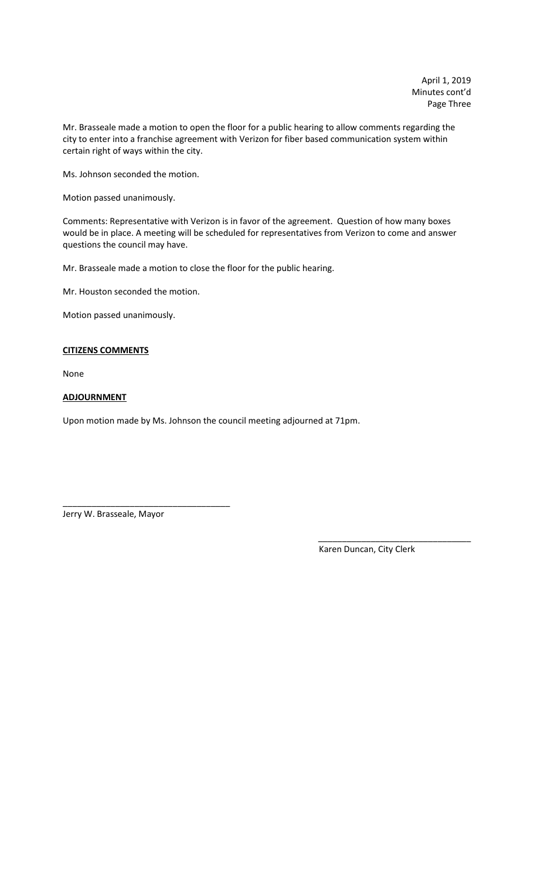April 1, 2019
Minutes cont'd
Page Three

Mr. Brasseale made a motion to open the floor for a public hearing to allow comments regarding the city to enter into a franchise agreement with Verizon for fiber based communication system within certain right of ways within the city.

Ms. Johnson seconded the motion.

Motion passed unanimously.

Comments: Representative with Verizon is in favor of the agreement. Question of how many boxes would be in place. A meeting will be scheduled for representatives from Verizon to come and answer questions the council may have.

Mr. Brasseale made a motion to close the floor for the public hearing.

Mr. Houston seconded the motion.

Motion passed unanimously.

**CITIZENS COMMENTS**

None

**ADJOURNMENT**

Upon motion made by Ms. Johnson the council meeting adjourned at 71pm.

___________________________________
Jerry W. Brasseale, Mayor

___________________________________
Karen Duncan, City Clerk